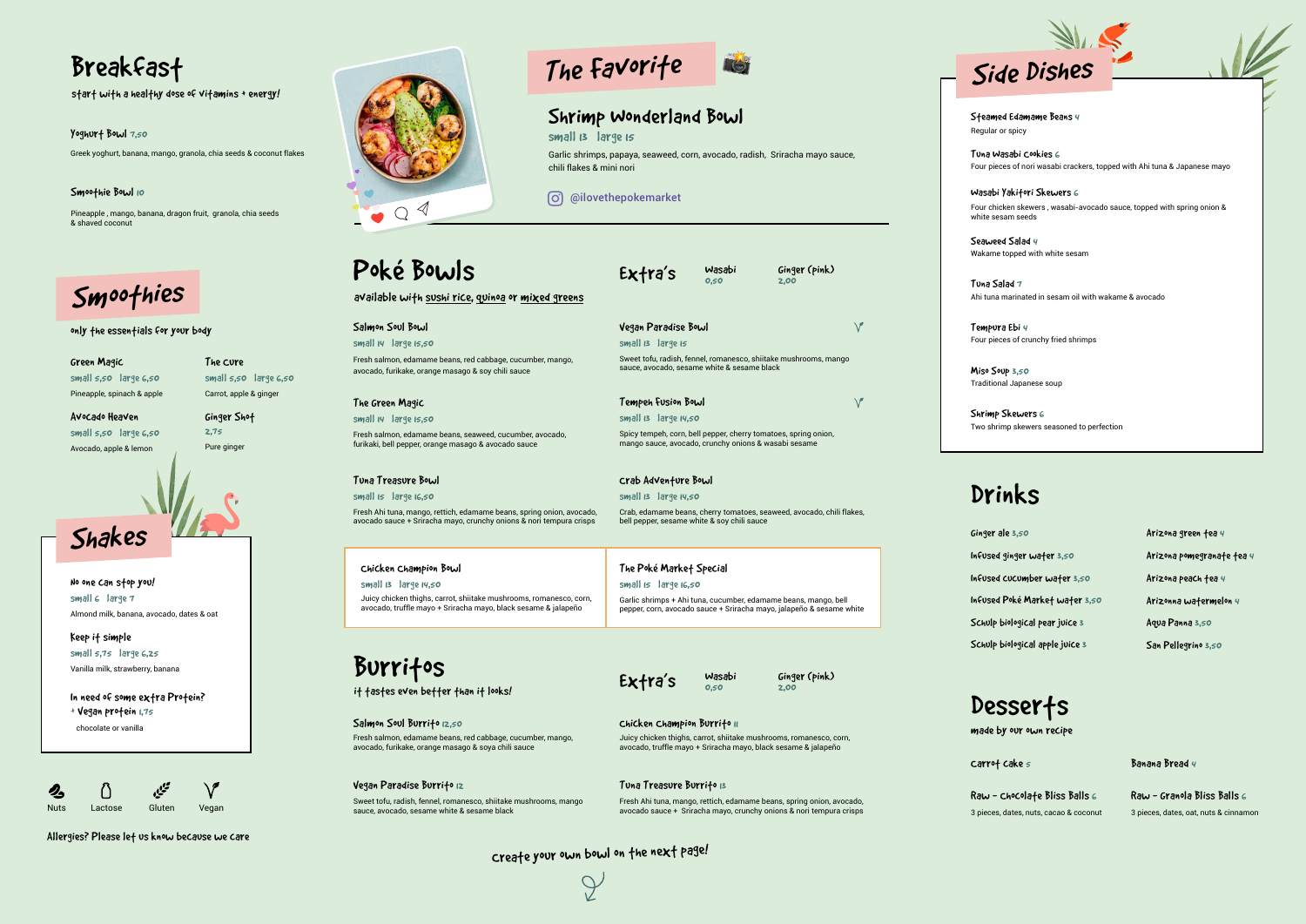# Breakfast

start with a healthy dose of vitamins + energy!

**Yoghurt Bowl** 7,50

Greek yoghurt, banana, mango, granola, chia seeds & coconut flakes

**Smoothie Bowl** 10

Pineapple , mango, banana, dragon fruit, granola, chia seeds & shaved coconut

# Smoothies

only the essentials for your body

**Green Magic**
small 5,50 large 6,50
Pineapple, spinach & apple

**The Cure**
small 5,50 large 6,50
Carrot, apple & ginger

**Avocado Heaven**
small 5,50 large 6,50
Avocado, apple & lemon

**Ginger Shot**
2,75
Pure ginger

# Shakes

**No one can stop you!**
small 6 large 7
Almond milk, banana, avocado, dates & oat

**Keep it simple**
small 5,75 large 6,25
Vanilla milk, strawberry, banana

**In need of some extra Protein?**
+ Vegan protein 1,75
chocolate or vanilla

Nuts · Lactose · Gluten · Vegan

Allergies? Please let us know because we care

# The Favorite

## Shrimp Wonderland Bowl

small 13 large 15

Garlic shrimps, papaya, seaweed, corn, avocado, radish, Sriracha mayo sauce, chili flakes & mini nori

@ilovethepokemarket

# Poké Bowls

available with sushi rice, quinoa or mixed greens

**Extra's** — Wasabi 0,50 · Ginger (pink) 2,00

**Salmon Soul Bowl**
small 14 large 15,50
Fresh salmon, edamame beans, red cabbage, cucumber, mango, avocado, furikake, orange masago & soy chili sauce

**The Green Magic**
small 14 large 15,50
Fresh salmon, edamame beans, seaweed, cucumber, avocado, furikaki, bell pepper, orange masago & avocado sauce

**Tuna Treasure Bowl**
small 15 large 16,50
Fresh Ahi tuna, mango, rettich, edamame beans, spring onion, avocado, avocado sauce + Sriracha mayo, crunchy onions & nori tempura crisps

**Vegan Paradise Bowl** (V)
small 13 large 15
Sweet tofu, radish, fennel, romanesco, shiitake mushrooms, mango sauce, avocado, sesame white & sesame black

**Tempeh Fusion Bowl** (V)
small 13 large 14,50
Spicy tempeh, corn, bell pepper, cherry tomatoes, spring onion, mango sauce, avocado, crunchy onions & wasabi sesame

**Crab Adventure Bowl**
small 13 large 14,50
Crab, edamame beans, cherry tomatoes, seaweed, avocado, chili flakes, bell pepper, sesame white & soy chili sauce

**Chicken Champion Bowl**
small 13 large 14,50
Juicy chicken thighs, carrot, shiitake mushrooms, romanesco, corn, avocado, truffle mayo + Sriracha mayo, black sesame & jalapeño

**The Poké Market Special**
small 15 large 16,50
Garlic shrimps + Ahi tuna, cucumber, edamame beans, mango, bell pepper, corn, avocado sauce + Sriracha mayo, jalapeño & sesame white

# Burritos

it tastes even better than it looks!

**Extra's** — Wasabi 0,50 · Ginger (pink) 2,00

**Salmon Soul Burrito** 12,50
Fresh salmon, edamame beans, red cabbage, cucumber, mango, avocado, furikake, orange masago & soya chili sauce

**Vegan Paradise Burrito** 12
Sweet tofu, radish, fennel, romanesco, shiitake mushrooms, mango sauce, avocado, sesame white & sesame black

**Chicken Champion Burrito** 11
Juicy chicken thighs, carrot, shiitake mushrooms, romanesco, corn, avocado, truffle mayo + Sriracha mayo, black sesame & jalapeño

**Tuna Treasure Burrito** 13
Fresh Ahi tuna, mango, rettich, edamame beans, spring onion, avocado, avocado sauce + Sriracha mayo, crunchy onions & nori tempura crisps

create your own bowl on the next page!

# Side Dishes

**Steamed Edamame Beans** 4
Regular or spicy

**Tuna Wasabi Cookies** 6
Four pieces of nori wasabi crackers, topped with Ahi tuna & Japanese mayo

**Wasabi Yakitori Skewers** 6
Four chicken skewers , wasabi-avocado sauce, topped with spring onion & white sesam seeds

**Seaweed Salad** 4
Wakame topped with white sesam

**Tuna Salad** 7
Ahi tuna marinated in sesam oil with wakame & avocado

**Tempura Ebi** 4
Four pieces of crunchy fried shrimps

**Miso Soup** 3,50
Traditional Japanese soup

**Shrimp Skewers** 6
Two shrimp skewers seasoned to perfection

# Drinks

- Ginger ale 3,50
- Infused ginger water 3,50
- Infused cucumber water 3,50
- Infused Poké Market water 3,50
- Schulp biological pear juice 3
- Schulp biological apple juice 3
- Arizona green tea 4
- Arizona pomegranate tea 4
- Arizona peach tea 4
- Arizonna watermelon 4
- Aqua Panna 3,50
- San Pellegrino 3,50

# Desserts

made by our own recipe

**Carrot Cake** 5

**Banana Bread** 4

**Raw - Chocolate Bliss Balls** 6
3 pieces, dates, nuts, cacao & coconut

**Raw - Granola Bliss Balls** 6
3 pieces, dates, oat, nuts & cinnamon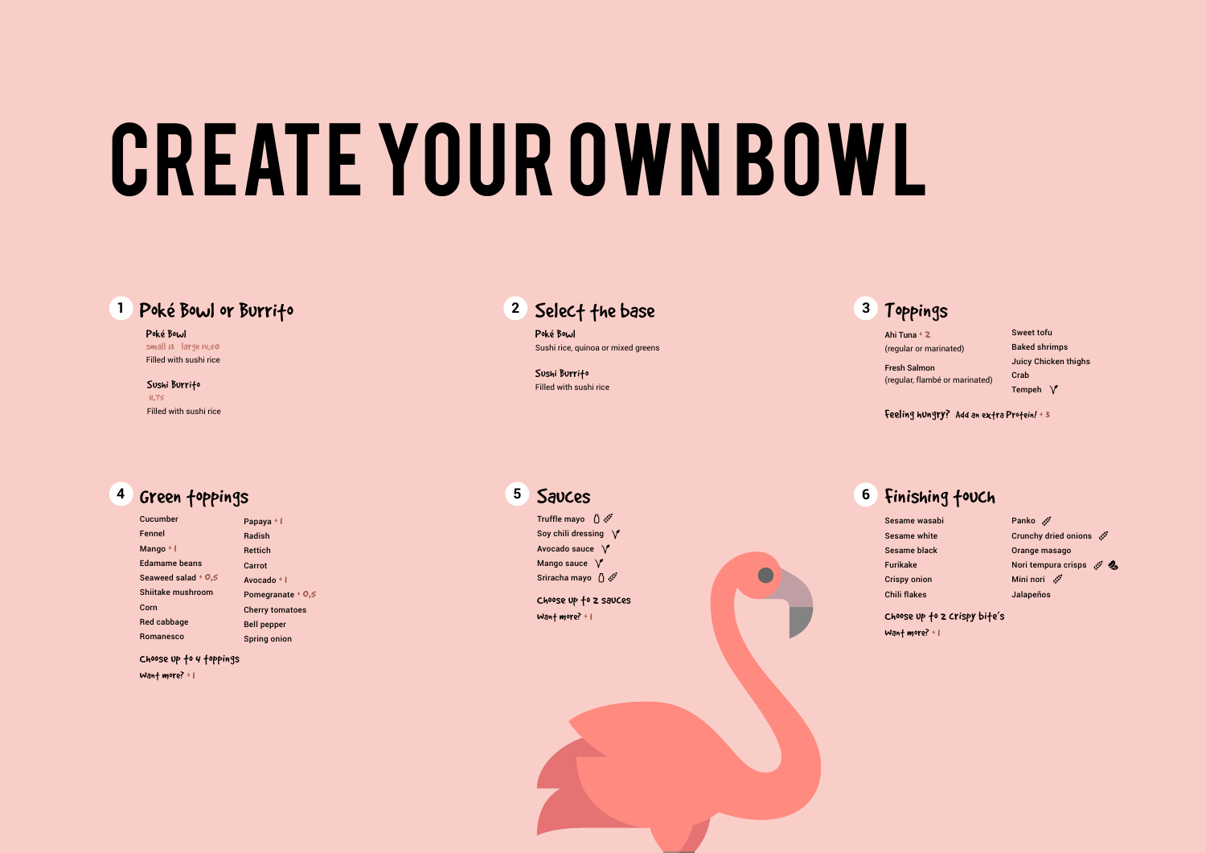# CREATE YOUR OWN BOWL

## 1 Poké Bowl or Burrito

**Poké Bowl**
small 13 large 14,50
Filled with sushi rice

**Sushi Burrito**
11,75
Filled with sushi rice

## 2 Select the base

**Poké Bowl**
Sushi rice, quinoa or mixed greens

**Sushi Burrito**
Filled with sushi rice

## 3 Toppings

- Ahi Tuna + 2 (regular or marinated)
- Fresh Salmon (regular, flambé or marinated)
- Sweet tofu
- Baked shrimps
- Juicy Chicken thighs
- Crab
- Tempeh

Feeling hungry? Add an extra Protein! + 3

## 4 Green toppings

- Cucumber
- Fennel
- Mango + 1
- Edamame beans
- Seaweed salad + 0,5
- Shiitake mushroom
- Corn
- Red cabbage
- Romanesco
- Papaya + 1
- Radish
- Rettich
- Carrot
- Avocado + 1
- Pomegranate + 0,5
- Cherry tomatoes
- Bell pepper
- Spring onion

Choose up to 4 toppings
Want more? + 1

## 5 Sauces

- Truffle mayo
- Soy chili dressing
- Avocado sauce
- Mango sauce
- Sriracha mayo

Choose up to 2 sauces
Want more? + 1

## 6 Finishing touch

- Sesame wasabi
- Sesame white
- Sesame black
- Furikake
- Crispy onion
- Chili flakes
- Panko
- Crunchy dried onions
- Orange masago
- Nori tempura crisps
- Mini nori
- Jalapeños

Choose up to 2 crispy bite's
Want more? + 1